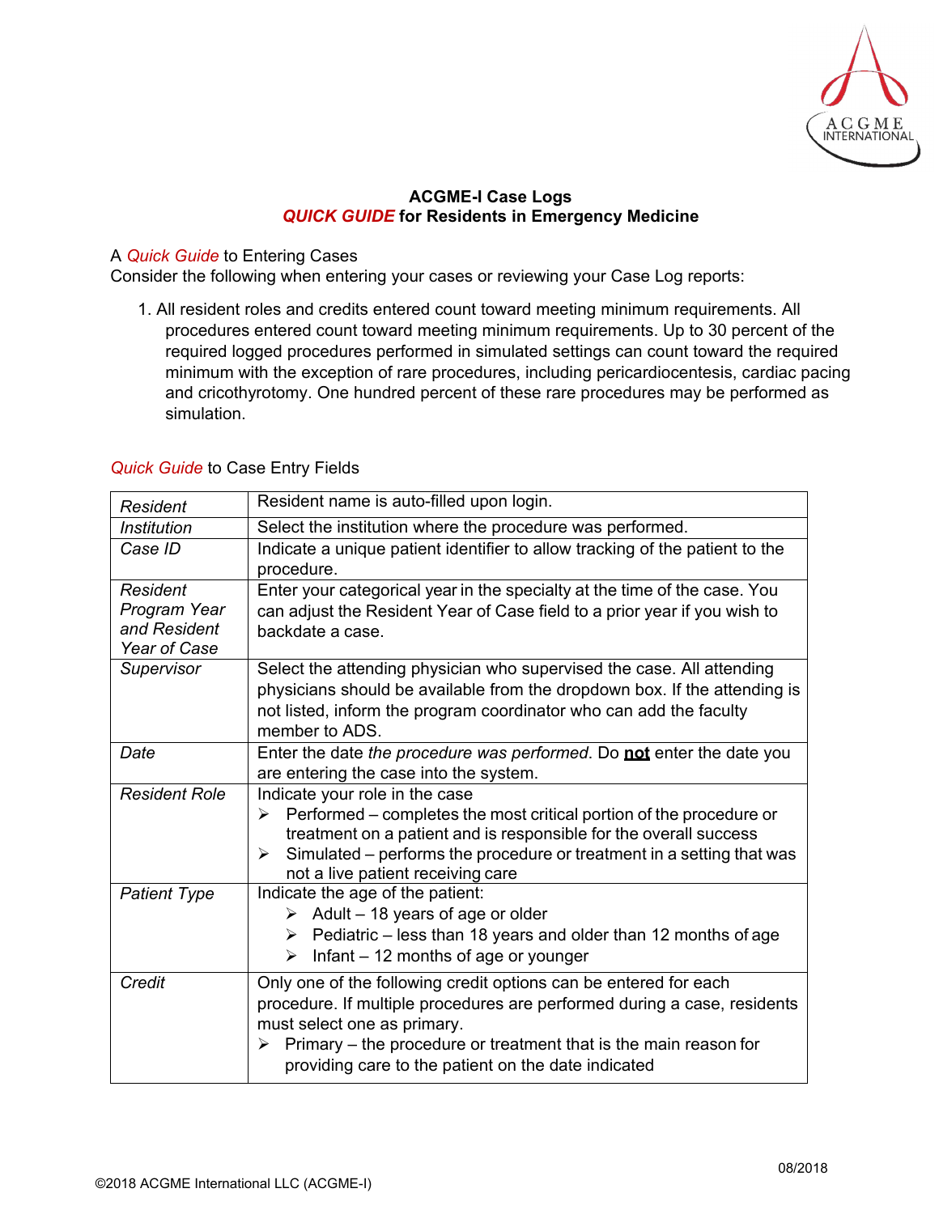# ACGME-I Case Logs

## *QUICK GUIDE* for Residents in Emergency Medicine

A *Quick Guide* to Entering Cases

Consider the following when entering your cases or reviewing your Case Log reports:

1. All resident roles and credits entered count toward meeting minimum requirements. All procedures entered count toward meeting minimum requirements. Up to 30 percent of the required logged procedures performed in simulated settings can count toward the required minimum with the exception of rare procedures, including pericardiocentesis, cardiac pacing and cricothyrotomy. One hundred percent of these rare procedures may be performed as simulation.

*Quick Guide* to Case Entry Fields

| | |
|---|---|
| *Resident* | Resident name is auto-filled upon login. |
| *Institution* | Select the institution where the procedure was performed. |
| *Case ID* | Indicate a unique patient identifier to allow tracking of the patient to the procedure. |
| *Resident Program Year and Resident Year of Case* | Enter your categorical year in the specialty at the time of the case. You can adjust the Resident Year of Case field to a prior year if you wish to backdate a case. |
| *Supervisor* | Select the attending physician who supervised the case. All attending physicians should be available from the dropdown box. If the attending is not listed, inform the program coordinator who can add the faculty member to ADS. |
| *Date* | Enter the date *the procedure was performed*. Do **not** enter the date you are entering the case into the system. |
| *Resident Role* | Indicate your role in the case<br>➢ Performed – completes the most critical portion of the procedure or treatment on a patient and is responsible for the overall success<br>➢ Simulated – performs the procedure or treatment in a setting that was not a live patient receiving care |
| *Patient Type* | Indicate the age of the patient:<br>➢ Adult – 18 years of age or older<br>➢ Pediatric – less than 18 years and older than 12 months of age<br>➢ Infant – 12 months of age or younger |
| *Credit* | Only one of the following credit options can be entered for each procedure. If multiple procedures are performed during a case, residents must select one as primary.<br>➢ Primary – the procedure or treatment that is the main reason for providing care to the patient on the date indicated |

08/2018

©2018 ACGME International LLC (ACGME-I)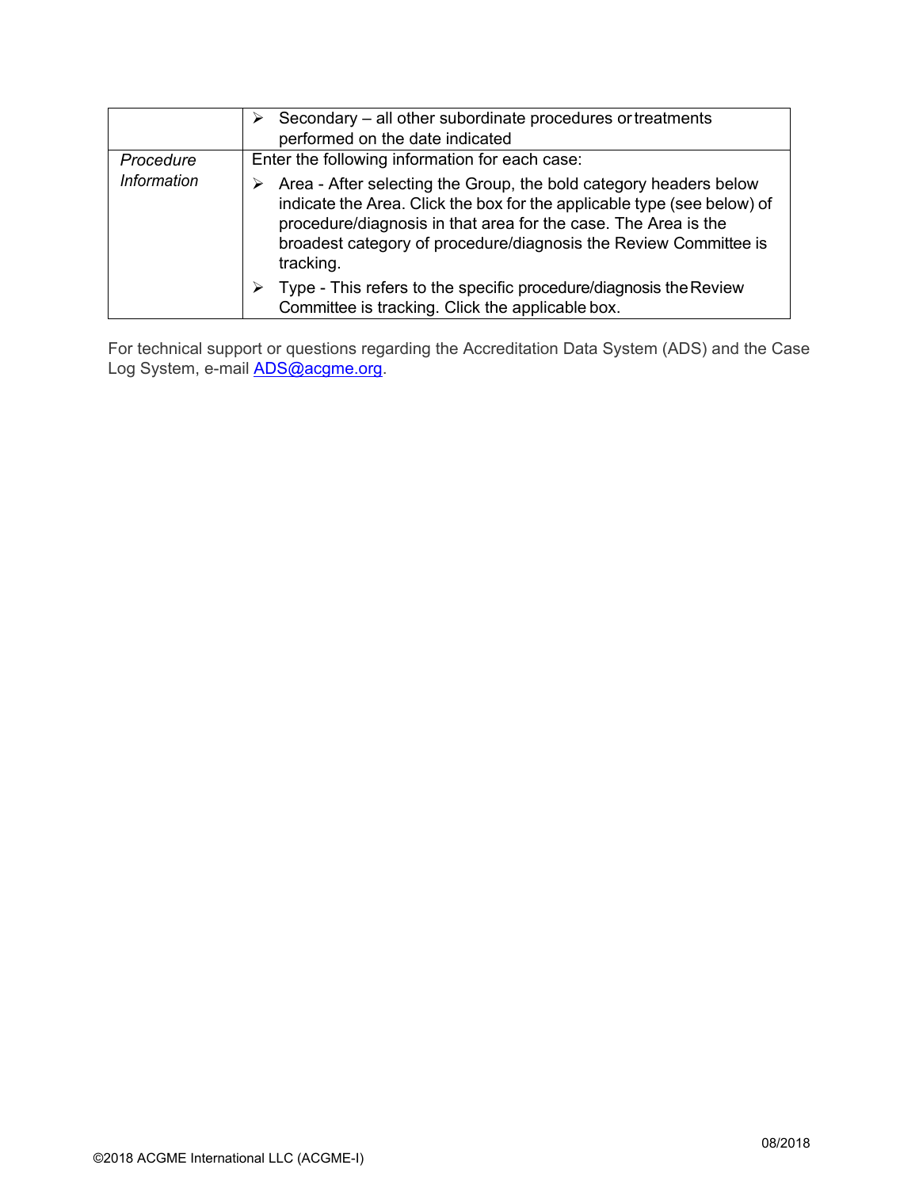| | |
|---|---|
| | ➢ Secondary – all other subordinate procedures or treatments performed on the date indicated |
| *Procedure Information* | Enter the following information for each case:<br>➢ Area - After selecting the Group, the bold category headers below indicate the Area. Click the box for the applicable type (see below) of procedure/diagnosis in that area for the case. The Area is the broadest category of procedure/diagnosis the Review Committee is tracking.<br>➢ Type - This refers to the specific procedure/diagnosis the Review Committee is tracking. Click the applicable box. |

For technical support or questions regarding the Accreditation Data System (ADS) and the Case Log System, e-mail [ADS@acgme.org](mailto:ADS@acgme.org).